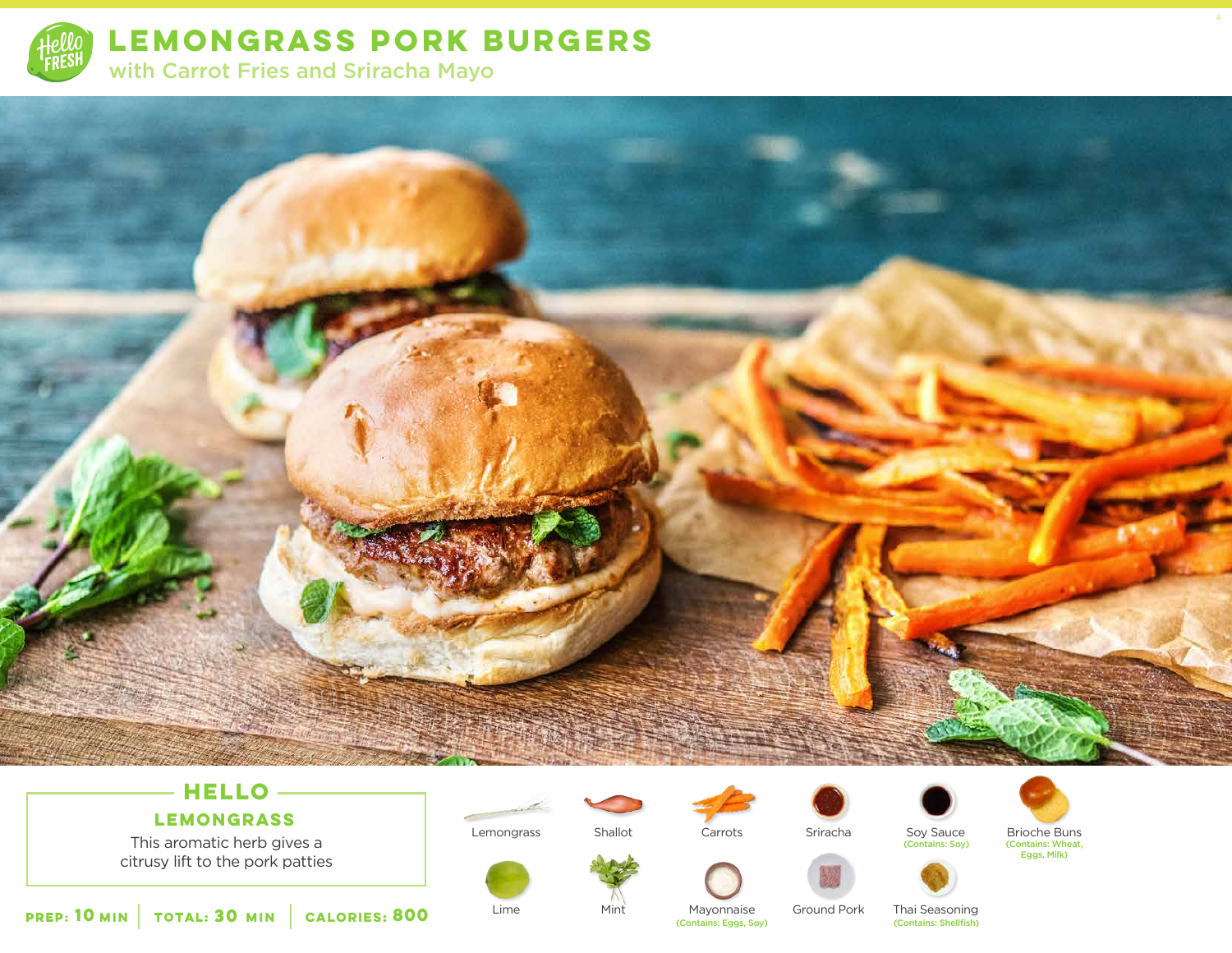# LEMONGRASS PORK BURGERS

with Carrot Fries and Sriracha Mayo

## HELLO LEMONGRASS

This aromatic herb gives a citrusy lift to the pork patties

**PREP: 10 MIN** | **TOTAL: 30 MIN** | **CALORIES: 800**

- Lemongrass
- Shallot
- Carrots
- Sriracha
- Soy Sauce (Contains: Soy)
- Brioche Buns (Contains: Wheat, Eggs, Milk)
- Lime
- Mint
- Mayonnaise (Contains: Eggs, Soy)
- Ground Pork
- Thai Seasoning (Contains: Shellfish)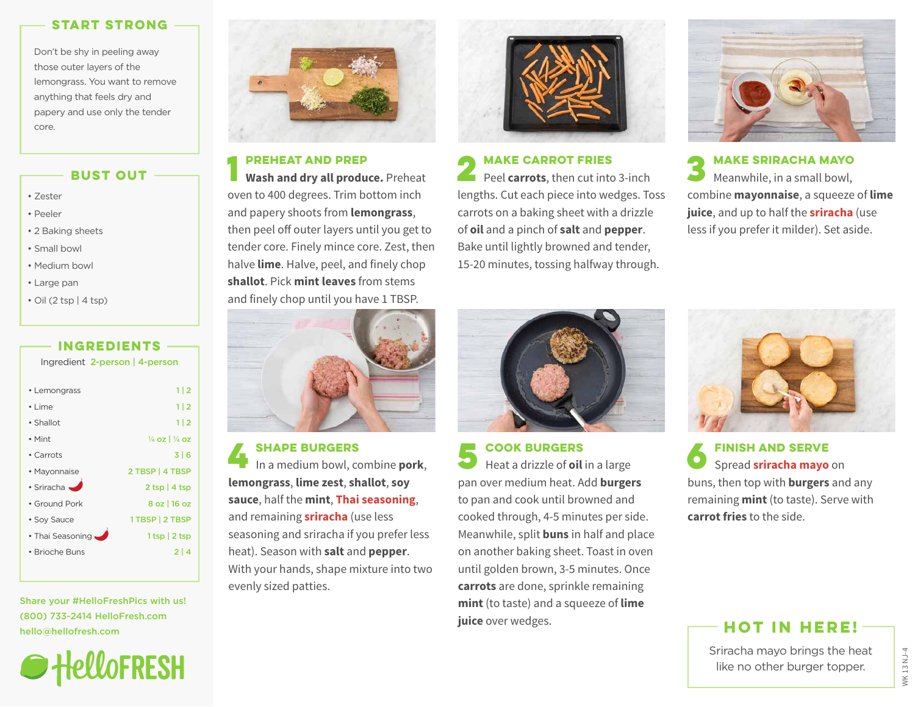## START STRONG

Don't be shy in peeling away those outer layers of the lemongrass. You want to remove anything that feels dry and papery and use only the tender core.

## BUST OUT

- Zester
- Peeler
- 2 Baking sheets
- Small bowl
- Medium bowl
- Large pan
- Oil (2 tsp | 4 tsp)

## INGREDIENTS

| Ingredient | 2-person \| 4-person |
|---|---|
| Lemongrass | 1 \| 2 |
| Lime | 1 \| 2 |
| Shallot | 1 \| 2 |
| Mint | ¼ oz \| ¼ oz |
| Carrots | 3 \| 6 |
| Mayonnaise | 2 TBSP \| 4 TBSP |
| Sriracha | 2 tsp \| 4 tsp |
| Ground Pork | 8 oz \| 16 oz |
| Soy Sauce | 1 TBSP \| 2 TBSP |
| Thai Seasoning | 1 tsp \| 2 tsp |
| Brioche Buns | 2 \| 4 |

Share your #HelloFreshPics with us!
(800) 733-2414 HelloFresh.com
hello@hellofresh.com

HelloFRESH

## 1 PREHEAT AND PREP

**Wash and dry all produce.** Preheat oven to 400 degrees. Trim bottom inch and papery shoots from **lemongrass**, then peel off outer layers until you get to tender core. Finely mince core. Zest, then halve **lime**. Halve, peel, and finely chop **shallot**. Pick **mint leaves** from stems and finely chop until you have 1 TBSP.

## 2 MAKE CARROT FRIES

Peel **carrots**, then cut into 3-inch lengths. Cut each piece into wedges. Toss carrots on a baking sheet with a drizzle of **oil** and a pinch of **salt** and **pepper**. Bake until lightly browned and tender, 15-20 minutes, tossing halfway through.

## 3 MAKE SRIRACHA MAYO

Meanwhile, in a small bowl, combine **mayonnaise**, a squeeze of **lime juice**, and up to half the **sriracha** (use less if you prefer it milder). Set aside.

## 4 SHAPE BURGERS

In a medium bowl, combine **pork**, **lemongrass**, **lime zest**, **shallot**, **soy sauce**, half the **mint**, **Thai seasoning**, and remaining **sriracha** (use less seasoning and sriracha if you prefer less heat). Season with **salt** and **pepper**. With your hands, shape mixture into two evenly sized patties.

## 5 COOK BURGERS

Heat a drizzle of **oil** in a large pan over medium heat. Add **burgers** to pan and cook until browned and cooked through, 4-5 minutes per side. Meanwhile, split **buns** in half and place on another baking sheet. Toast in oven until golden brown, 3-5 minutes. Once **carrots** are done, sprinkle remaining **mint** (to taste) and a squeeze of **lime juice** over wedges.

## 6 FINISH AND SERVE

Spread **sriracha mayo** on buns, then top with **burgers** and any remaining **mint** (to taste). Serve with **carrot fries** to the side.

## HOT IN HERE!

Sriracha mayo brings the heat like no other burger topper.

WK 13 NJ-4